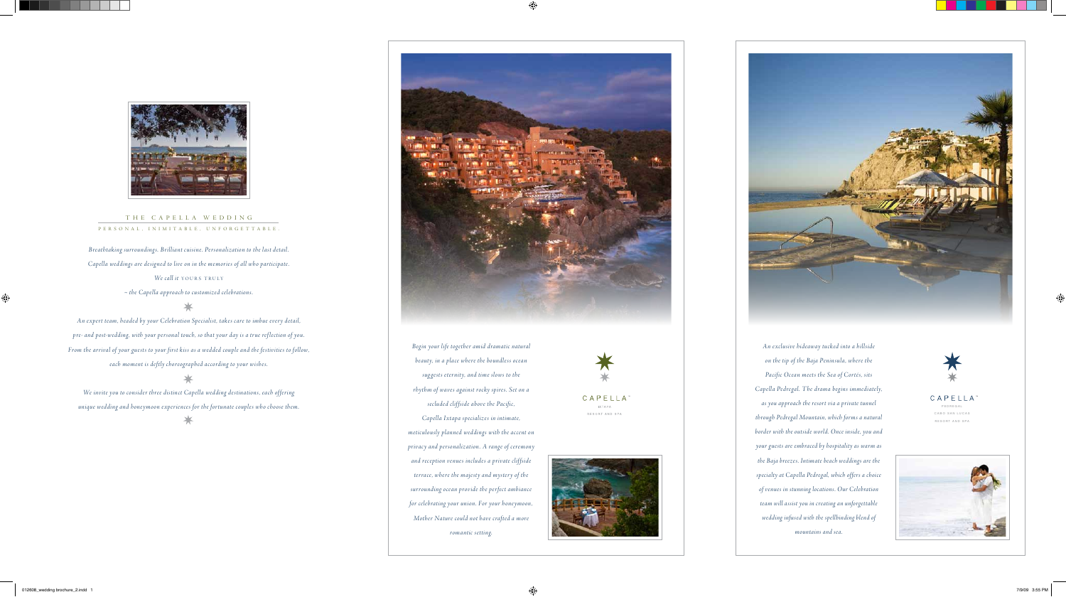## THE CAPELLA WEDDING

PERSONAL, INIMITABLE, UNFORGETTABLE.

*Breathtaking surroundings. Brilliant cuisine. Personalization to the last detail. Capella weddings are designed to live on in the memories of all who participate. We call it* YOURS TRULY *– the Capella approach to customized celebrations.*

*An expert team, headed by your Celebration Specialist, takes care to imbue every detail, pre- and post-wedding, with your personal touch, so that your day is a true reflection of you. From the arrival of your guests to your first kiss as a wedded couple and the festivities to follow, each moment is deftly choreographed according to your wishes.*

*We invite you to consider three distinct Capella wedding destinations, each offering unique wedding and honeymoon experiences for the fortunate couples who choose them.*

*Begin your life together amid dramatic natural beauty, in a place where the boundless ocean suggests eternity, and time slows to the rhythm of waves against rocky spires. Set on a secluded cliffside above the Pacific, Capella Ixtapa specializes in intimate, meticulously planned weddings with the accent on privacy and personalization. A range of ceremony and reception venues includes a private cliffside terrace, where the majesty and mystery of the surrounding ocean provide the perfect ambiance for celebrating your union. For your honeymoon, Mother Nature could not have crafted a more romantic setting.*

CAPELLA™
IXTAPA
RESORT AND SPA

*An exclusive hideaway tucked into a hillside on the tip of the Baja Peninsula, where the Pacific Ocean meets the Sea of Cortés, sits Capella Pedregal. The drama begins immediately, as you approach the resort via a private tunnel through Pedregal Mountain, which forms a natural border with the outside world. Once inside, you and your guests are embraced by hospitality as warm as the Baja breezes. Intimate beach weddings are the specialty at Capella Pedregal, which offers a choice of venues in stunning locations. Our Celebration team will assist you in creating an unforgettable wedding infused with the spellbinding blend of mountains and sea.*

CAPELLA™
PEDREGAL
CABO SAN LUCAS
RESORT AND SPA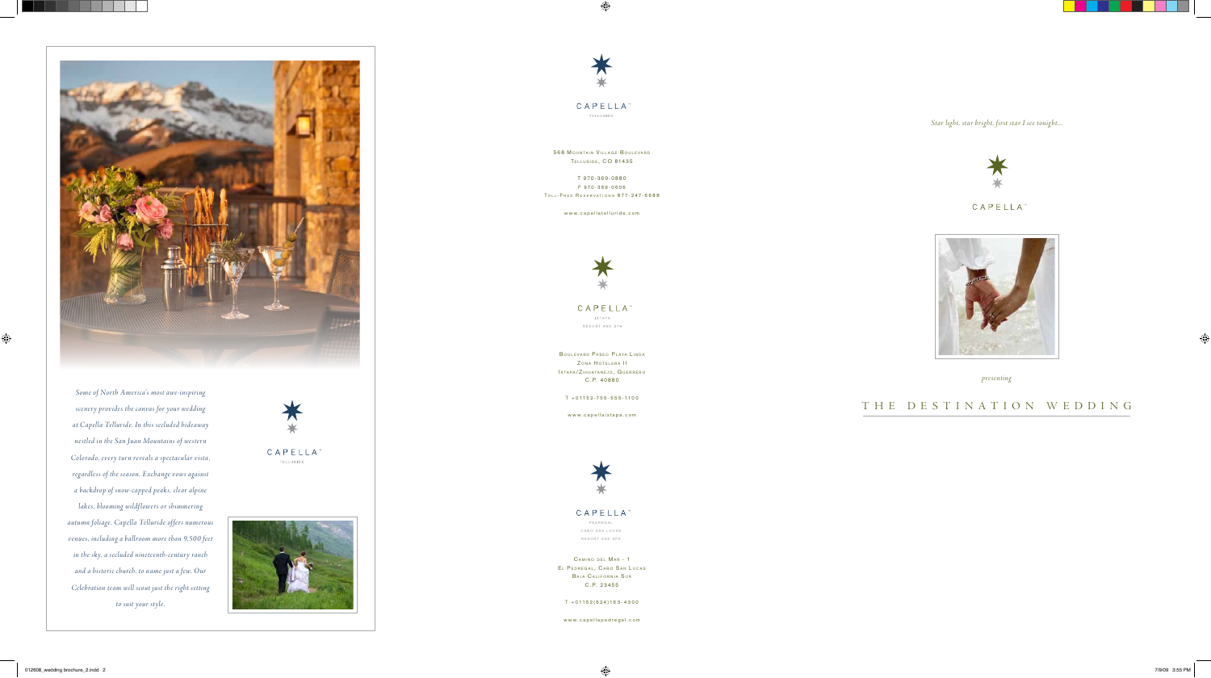*Some of North America's most awe-inspiring scenery provides the canvas for your wedding at Capella Telluride. In this secluded hideaway nestled in the San Juan Mountains of western Colorado, every turn reveals a spectacular vista, regardless of the season. Exchange vows against a backdrop of snow-capped peaks, clear alpine lakes, blooming wildflowers or shimmering autumn foliage. Capella Telluride offers numerous venues, including a ballroom more than 9,500 feet in the sky, a secluded nineteenth-century ranch and a historic church, to name just a few. Our Celebration team will scout just the right setting to suit your style.*

CAPELLA™
TELLURIDE

CAPELLA™
TELLURIDE

568 Mountain Village Boulevard
Telluride, CO 81435

T 970-369-0880
F 970-369-0606
Toll-Free Reservations 877-247-6688

www.capellatelluride.com

CAPELLA™
IXTAPA
RESORT AND SPA

Boulevard Paseo Playa Linda
Zona Hotelera II
Ixtapa/Zihuatanejo, Guerrero
C.P. 40880

T +01152-755-555-1100

www.capellaixtapa.com

CAPELLA™
PEDREGAL
CABO SAN LUCAS
RESORT AND SPA

Camino del Mar - 1
El Pedregal, Cabo San Lucas
Baja California Sur
C.P. 23455

T +01152(624)163-4300

www.capellapedregal.com

*Star light, star bright, first star I see tonight...*

CAPELLA™

*presenting*

# THE DESTINATION WEDDING